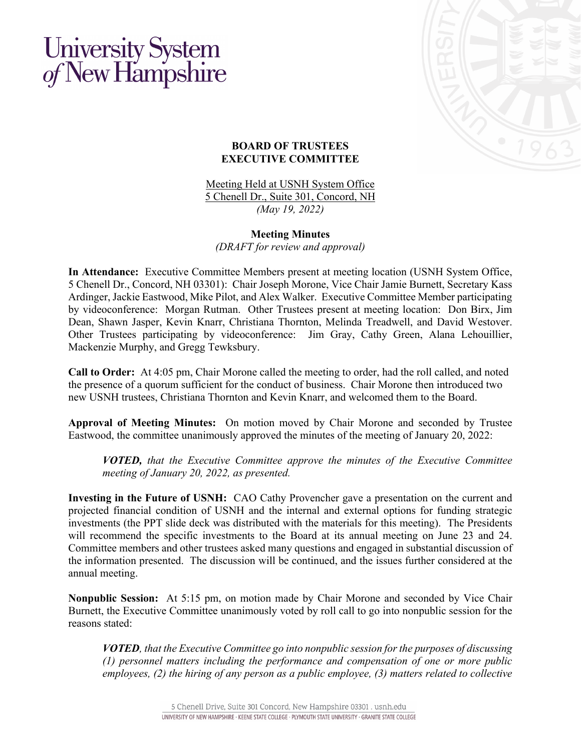University System of New Hampshire

**BOARD OF TRUSTEES**
**EXECUTIVE COMMITTEE**

Meeting Held at USNH System Office
5 Chenell Dr., Suite 301, Concord, NH
*(May 19, 2022)*

**Meeting Minutes**
*(DRAFT for review and approval)*

**In Attendance:** Executive Committee Members present at meeting location (USNH System Office, 5 Chenell Dr., Concord, NH 03301): Chair Joseph Morone, Vice Chair Jamie Burnett, Secretary Kass Ardinger, Jackie Eastwood, Mike Pilot, and Alex Walker. Executive Committee Member participating by videoconference: Morgan Rutman. Other Trustees present at meeting location: Don Birx, Jim Dean, Shawn Jasper, Kevin Knarr, Christiana Thornton, Melinda Treadwell, and David Westover. Other Trustees participating by videoconference: Jim Gray, Cathy Green, Alana Lehouillier, Mackenzie Murphy, and Gregg Tewksbury.

**Call to Order:** At 4:05 pm, Chair Morone called the meeting to order, had the roll called, and noted the presence of a quorum sufficient for the conduct of business. Chair Morone then introduced two new USNH trustees, Christiana Thornton and Kevin Knarr, and welcomed them to the Board.

**Approval of Meeting Minutes:** On motion moved by Chair Morone and seconded by Trustee Eastwood, the committee unanimously approved the minutes of the meeting of January 20, 2022:

> ***VOTED,*** *that the Executive Committee approve the minutes of the Executive Committee meeting of January 20, 2022, as presented.*

**Investing in the Future of USNH:** CAO Cathy Provencher gave a presentation on the current and projected financial condition of USNH and the internal and external options for funding strategic investments (the PPT slide deck was distributed with the materials for this meeting). The Presidents will recommend the specific investments to the Board at its annual meeting on June 23 and 24. Committee members and other trustees asked many questions and engaged in substantial discussion of the information presented. The discussion will be continued, and the issues further considered at the annual meeting.

**Nonpublic Session:** At 5:15 pm, on motion made by Chair Morone and seconded by Vice Chair Burnett, the Executive Committee unanimously voted by roll call to go into nonpublic session for the reasons stated:

> ***VOTED****, that the Executive Committee go into nonpublic session for the purposes of discussing (1) personnel matters including the performance and compensation of one or more public employees, (2) the hiring of any person as a public employee, (3) matters related to collective*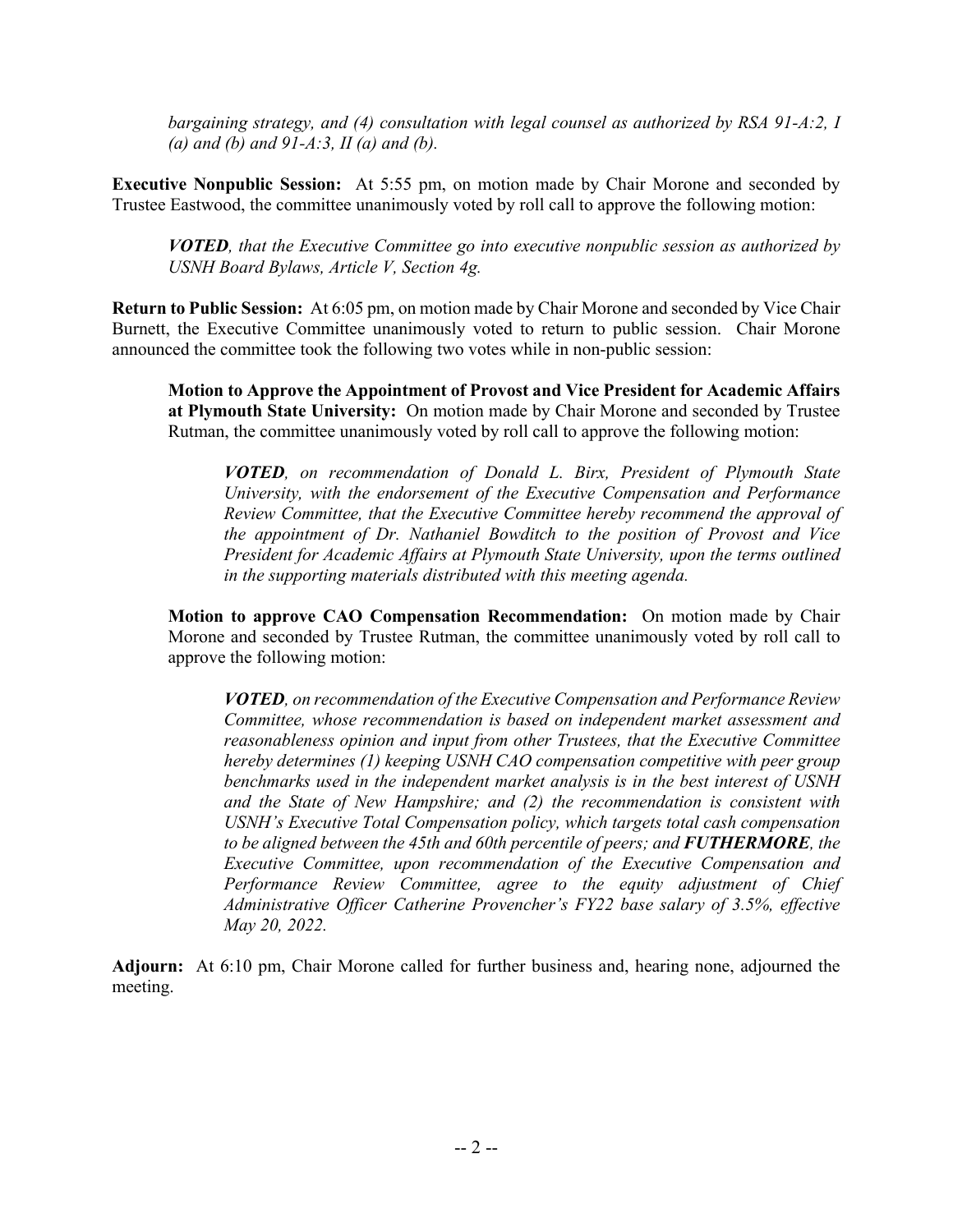*bargaining strategy, and (4) consultation with legal counsel as authorized by RSA 91-A:2, I (a) and (b) and 91-A:3, II (a) and (b).*

**Executive Nonpublic Session:** At 5:55 pm, on motion made by Chair Morone and seconded by Trustee Eastwood, the committee unanimously voted by roll call to approve the following motion:

> ***VOTED****, that the Executive Committee go into executive nonpublic session as authorized by USNH Board Bylaws, Article V, Section 4g.*

**Return to Public Session:** At 6:05 pm, on motion made by Chair Morone and seconded by Vice Chair Burnett, the Executive Committee unanimously voted to return to public session. Chair Morone announced the committee took the following two votes while in non-public session:

> **Motion to Approve the Appointment of Provost and Vice President for Academic Affairs at Plymouth State University:** On motion made by Chair Morone and seconded by Trustee Rutman, the committee unanimously voted by roll call to approve the following motion:
>
> > ***VOTED****, on recommendation of Donald L. Birx, President of Plymouth State University, with the endorsement of the Executive Compensation and Performance Review Committee, that the Executive Committee hereby recommend the approval of the appointment of Dr. Nathaniel Bowditch to the position of Provost and Vice President for Academic Affairs at Plymouth State University, upon the terms outlined in the supporting materials distributed with this meeting agenda.*
>
> **Motion to approve CAO Compensation Recommendation:** On motion made by Chair Morone and seconded by Trustee Rutman, the committee unanimously voted by roll call to approve the following motion:
>
> > ***VOTED****, on recommendation of the Executive Compensation and Performance Review Committee, whose recommendation is based on independent market assessment and reasonableness opinion and input from other Trustees, that the Executive Committee hereby determines (1) keeping USNH CAO compensation competitive with peer group benchmarks used in the independent market analysis is in the best interest of USNH and the State of New Hampshire; and (2) the recommendation is consistent with USNH's Executive Total Compensation policy, which targets total cash compensation to be aligned between the 45th and 60th percentile of peers; and* ***FUTHERMORE****, the Executive Committee, upon recommendation of the Executive Compensation and Performance Review Committee, agree to the equity adjustment of Chief Administrative Officer Catherine Provencher's FY22 base salary of 3.5%, effective May 20, 2022.*

**Adjourn:** At 6:10 pm, Chair Morone called for further business and, hearing none, adjourned the meeting.